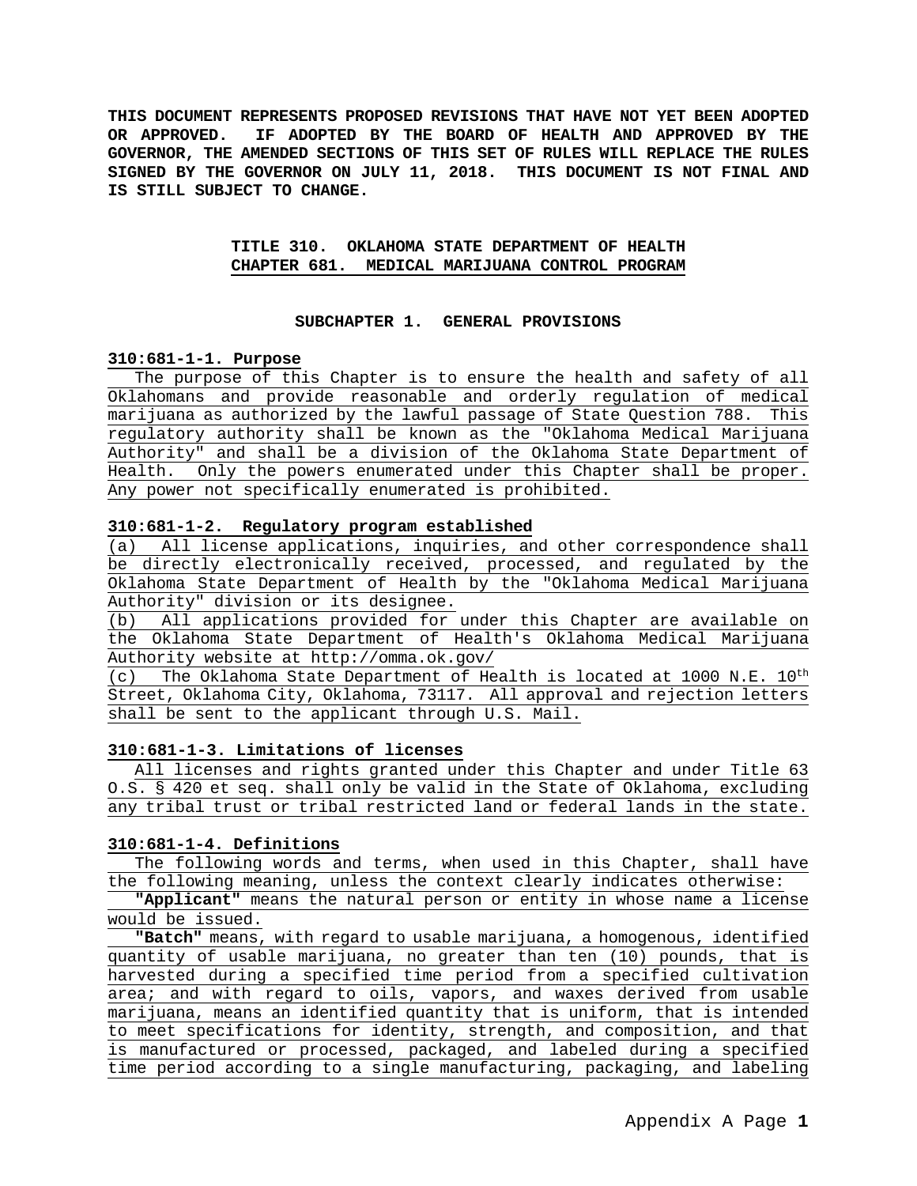**THIS DOCUMENT REPRESENTS PROPOSED REVISIONS THAT HAVE NOT YET BEEN ADOPTED OR APPROVED. IF ADOPTED BY THE BOARD OF HEALTH AND APPROVED BY THE GOVERNOR, THE AMENDED SECTIONS OF THIS SET OF RULES WILL REPLACE THE RULES SIGNED BY THE GOVERNOR ON JULY 11, 2018. THIS DOCUMENT IS NOT FINAL AND IS STILL SUBJECT TO CHANGE.**

# TITLE 310. OKLAHOMA STATE DEPARTMENT OF HEALTH
# CHAPTER 681. MEDICAL MARIJUANA CONTROL PROGRAM

## SUBCHAPTER 1. GENERAL PROVISIONS

### 310:681-1-1. Purpose

The purpose of this Chapter is to ensure the health and safety of all Oklahomans and provide reasonable and orderly regulation of medical marijuana as authorized by the lawful passage of State Question 788. This regulatory authority shall be known as the "Oklahoma Medical Marijuana Authority" and shall be a division of the Oklahoma State Department of Health. Only the powers enumerated under this Chapter shall be proper. Any power not specifically enumerated is prohibited.

### 310:681-1-2. Regulatory program established

(a) All license applications, inquiries, and other correspondence shall be directly electronically received, processed, and regulated by the Oklahoma State Department of Health by the "Oklahoma Medical Marijuana Authority" division or its designee.

(b) All applications provided for under this Chapter are available on the Oklahoma State Department of Health's Oklahoma Medical Marijuana Authority website at http://omma.ok.gov/

(c) The Oklahoma State Department of Health is located at 1000 N.E. 10th Street, Oklahoma City, Oklahoma, 73117. All approval and rejection letters shall be sent to the applicant through U.S. Mail.

### 310:681-1-3. Limitations of licenses

All licenses and rights granted under this Chapter and under Title 63 O.S. § 420 et seq. shall only be valid in the State of Oklahoma, excluding any tribal trust or tribal restricted land or federal lands in the state.

### 310:681-1-4. Definitions

The following words and terms, when used in this Chapter, shall have the following meaning, unless the context clearly indicates otherwise:

**"Applicant"** means the natural person or entity in whose name a license would be issued.

**"Batch"** means, with regard to usable marijuana, a homogenous, identified quantity of usable marijuana, no greater than ten (10) pounds, that is harvested during a specified time period from a specified cultivation area; and with regard to oils, vapors, and waxes derived from usable marijuana, means an identified quantity that is uniform, that is intended to meet specifications for identity, strength, and composition, and that is manufactured or processed, packaged, and labeled during a specified time period according to a single manufacturing, packaging, and labeling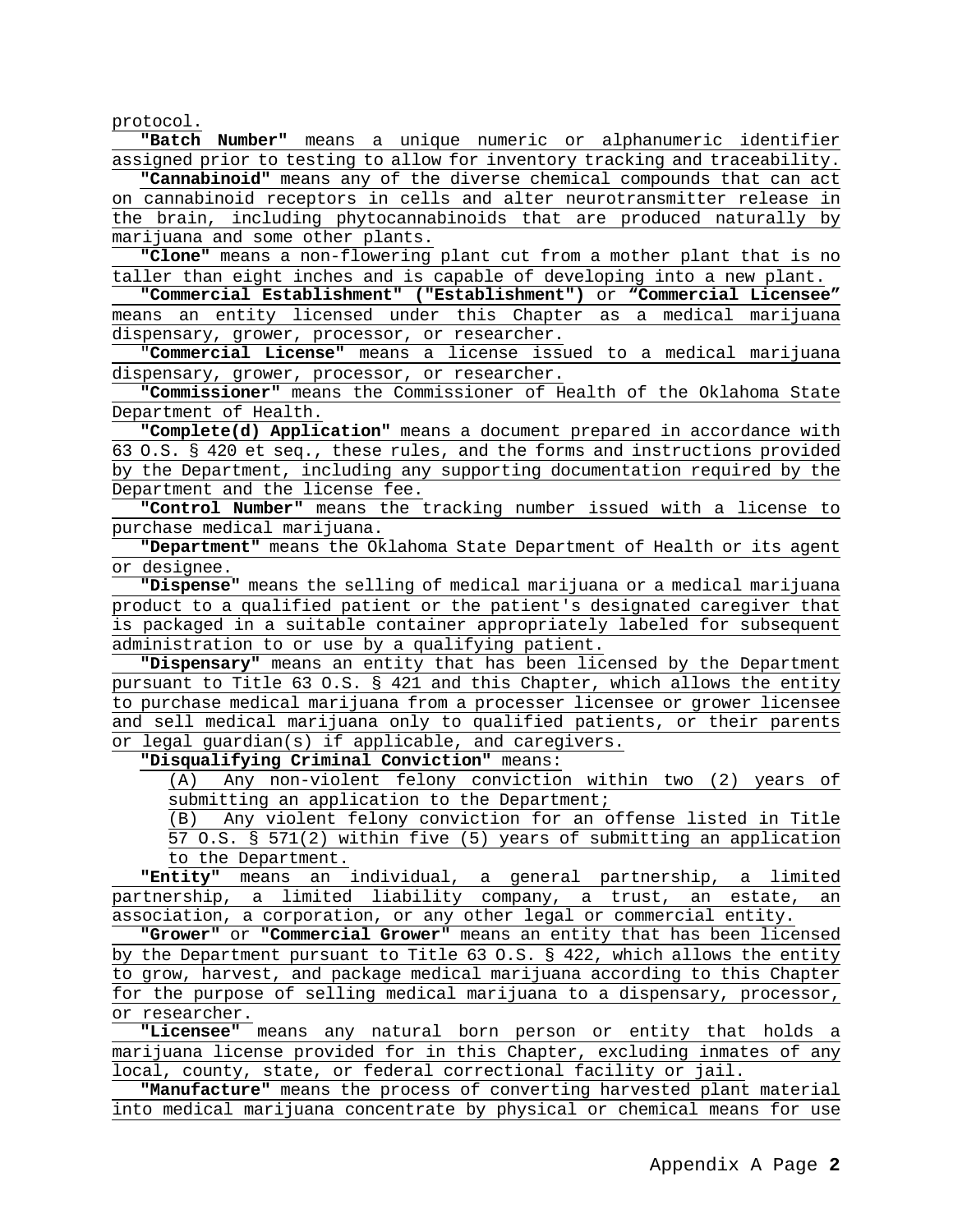protocol.

**"Batch Number"** means a unique numeric or alphanumeric identifier assigned prior to testing to allow for inventory tracking and traceability.

**"Cannabinoid"** means any of the diverse chemical compounds that can act on cannabinoid receptors in cells and alter neurotransmitter release in the brain, including phytocannabinoids that are produced naturally by marijuana and some other plants.

**"Clone"** means a non-flowering plant cut from a mother plant that is no taller than eight inches and is capable of developing into a new plant.

**"Commercial Establishment" ("Establishment")** or **"Commercial Licensee"** means an entity licensed under this Chapter as a medical marijuana dispensary, grower, processor, or researcher.

**"Commercial License"** means a license issued to a medical marijuana dispensary, grower, processor, or researcher.

**"Commissioner"** means the Commissioner of Health of the Oklahoma State Department of Health.

**"Complete(d) Application"** means a document prepared in accordance with 63 O.S. § 420 et seq., these rules, and the forms and instructions provided by the Department, including any supporting documentation required by the Department and the license fee.

**"Control Number"** means the tracking number issued with a license to purchase medical marijuana.

**"Department"** means the Oklahoma State Department of Health or its agent or designee.

**"Dispense"** means the selling of medical marijuana or a medical marijuana product to a qualified patient or the patient's designated caregiver that is packaged in a suitable container appropriately labeled for subsequent administration to or use by a qualifying patient.

**"Dispensary"** means an entity that has been licensed by the Department pursuant to Title 63 O.S. § 421 and this Chapter, which allows the entity to purchase medical marijuana from a processer licensee or grower licensee and sell medical marijuana only to qualified patients, or their parents or legal guardian(s) if applicable, and caregivers.

**"Disqualifying Criminal Conviction"** means:

(A) Any non-violent felony conviction within two (2) years of submitting an application to the Department;

(B) Any violent felony conviction for an offense listed in Title 57 O.S. § 571(2) within five (5) years of submitting an application to the Department.

**"Entity"** means an individual, a general partnership, a limited partnership, a limited liability company, a trust, an estate, an association, a corporation, or any other legal or commercial entity.

**"Grower"** or **"Commercial Grower"** means an entity that has been licensed by the Department pursuant to Title 63 O.S. § 422, which allows the entity to grow, harvest, and package medical marijuana according to this Chapter for the purpose of selling medical marijuana to a dispensary, processor, or researcher.

**"Licensee"** means any natural born person or entity that holds a marijuana license provided for in this Chapter, excluding inmates of any local, county, state, or federal correctional facility or jail.

**"Manufacture"** means the process of converting harvested plant material into medical marijuana concentrate by physical or chemical means for use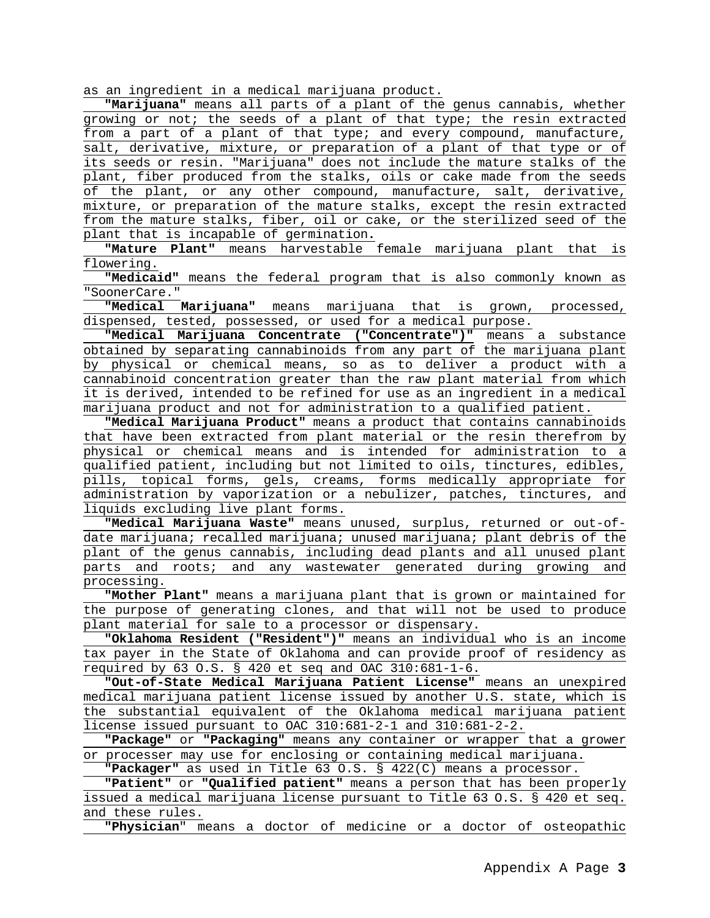as an ingredient in a medical marijuana product.

**"Marijuana"** means all parts of a plant of the genus cannabis, whether growing or not; the seeds of a plant of that type; the resin extracted from a part of a plant of that type; and every compound, manufacture, salt, derivative, mixture, or preparation of a plant of that type or of its seeds or resin. "Marijuana" does not include the mature stalks of the plant, fiber produced from the stalks, oils or cake made from the seeds of the plant, or any other compound, manufacture, salt, derivative, mixture, or preparation of the mature stalks, except the resin extracted from the mature stalks, fiber, oil or cake, or the sterilized seed of the plant that is incapable of germination.

**"Mature Plant"** means harvestable female marijuana plant that is flowering.

**"Medicaid"** means the federal program that is also commonly known as "SoonerCare."

**"Medical Marijuana"** means marijuana that is grown, processed, dispensed, tested, possessed, or used for a medical purpose.

**"Medical Marijuana Concentrate ("Concentrate")"** means a substance obtained by separating cannabinoids from any part of the marijuana plant by physical or chemical means, so as to deliver a product with a cannabinoid concentration greater than the raw plant material from which it is derived, intended to be refined for use as an ingredient in a medical marijuana product and not for administration to a qualified patient.

**"Medical Marijuana Product"** means a product that contains cannabinoids that have been extracted from plant material or the resin therefrom by physical or chemical means and is intended for administration to a qualified patient, including but not limited to oils, tinctures, edibles, pills, topical forms, gels, creams, forms medically appropriate for administration by vaporization or a nebulizer, patches, tinctures, and liquids excluding live plant forms.

**"Medical Marijuana Waste"** means unused, surplus, returned or out-of-date marijuana; recalled marijuana; unused marijuana; plant debris of the plant of the genus cannabis, including dead plants and all unused plant parts and roots; and any wastewater generated during growing and processing.

**"Mother Plant"** means a marijuana plant that is grown or maintained for the purpose of generating clones, and that will not be used to produce plant material for sale to a processor or dispensary.

**"Oklahoma Resident ("Resident")"** means an individual who is an income tax payer in the State of Oklahoma and can provide proof of residency as required by 63 O.S. § 420 et seq and OAC 310:681-1-6.

**"Out-of-State Medical Marijuana Patient License"** means an unexpired medical marijuana patient license issued by another U.S. state, which is the substantial equivalent of the Oklahoma medical marijuana patient license issued pursuant to OAC 310:681-2-1 and 310:681-2-2.

**"Package"** or **"Packaging"** means any container or wrapper that a grower or processer may use for enclosing or containing medical marijuana.

**"Packager"** as used in Title 63 O.S. § 422(C) means a processor.

**"Patient"** or **"Qualified patient"** means a person that has been properly issued a medical marijuana license pursuant to Title 63 O.S. § 420 et seq. and these rules.

**"Physician"** means a doctor of medicine or a doctor of osteopathic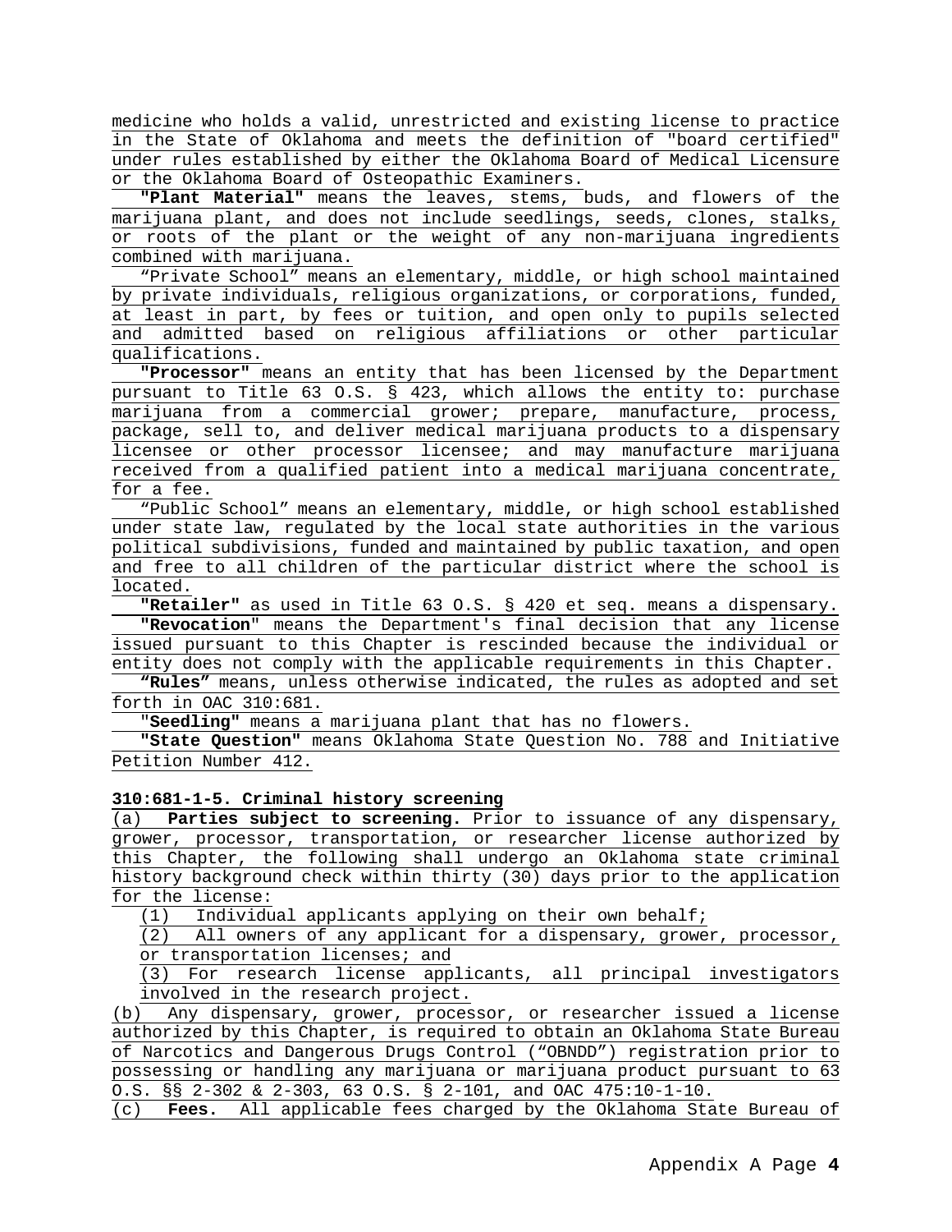medicine who holds a valid, unrestricted and existing license to practice in the State of Oklahoma and meets the definition of "board certified" under rules established by either the Oklahoma Board of Medical Licensure or the Oklahoma Board of Osteopathic Examiners.

**"Plant Material"** means the leaves, stems, buds, and flowers of the marijuana plant, and does not include seedlings, seeds, clones, stalks, or roots of the plant or the weight of any non-marijuana ingredients combined with marijuana.

"Private School" means an elementary, middle, or high school maintained by private individuals, religious organizations, or corporations, funded, at least in part, by fees or tuition, and open only to pupils selected and admitted based on religious affiliations or other particular qualifications.

**"Processor"** means an entity that has been licensed by the Department pursuant to Title 63 O.S. § 423, which allows the entity to: purchase marijuana from a commercial grower; prepare, manufacture, process, package, sell to, and deliver medical marijuana products to a dispensary licensee or other processor licensee; and may manufacture marijuana received from a qualified patient into a medical marijuana concentrate, for a fee.

"Public School" means an elementary, middle, or high school established under state law, regulated by the local state authorities in the various political subdivisions, funded and maintained by public taxation, and open and free to all children of the particular district where the school is located.

**"Retailer"** as used in Title 63 O.S. § 420 et seq. means a dispensary.

**"Revocation"** means the Department's final decision that any license issued pursuant to this Chapter is rescinded because the individual or entity does not comply with the applicable requirements in this Chapter.

**"Rules"** means, unless otherwise indicated, the rules as adopted and set forth in OAC 310:681.

**"Seedling"** means a marijuana plant that has no flowers.

**"State Question"** means Oklahoma State Question No. 788 and Initiative Petition Number 412.

**310:681-1-5. Criminal history screening**

(a) **Parties subject to screening.** Prior to issuance of any dispensary, grower, processor, transportation, or researcher license authorized by this Chapter, the following shall undergo an Oklahoma state criminal history background check within thirty (30) days prior to the application for the license:

(1) Individual applicants applying on their own behalf;

(2) All owners of any applicant for a dispensary, grower, processor, or transportation licenses; and

(3) For research license applicants, all principal investigators involved in the research project.

(b) Any dispensary, grower, processor, or researcher issued a license authorized by this Chapter, is required to obtain an Oklahoma State Bureau of Narcotics and Dangerous Drugs Control ("OBNDD") registration prior to possessing or handling any marijuana or marijuana product pursuant to 63 O.S. §§ 2-302 & 2-303, 63 O.S. § 2-101, and OAC 475:10-1-10.

(c) **Fees.** All applicable fees charged by the Oklahoma State Bureau of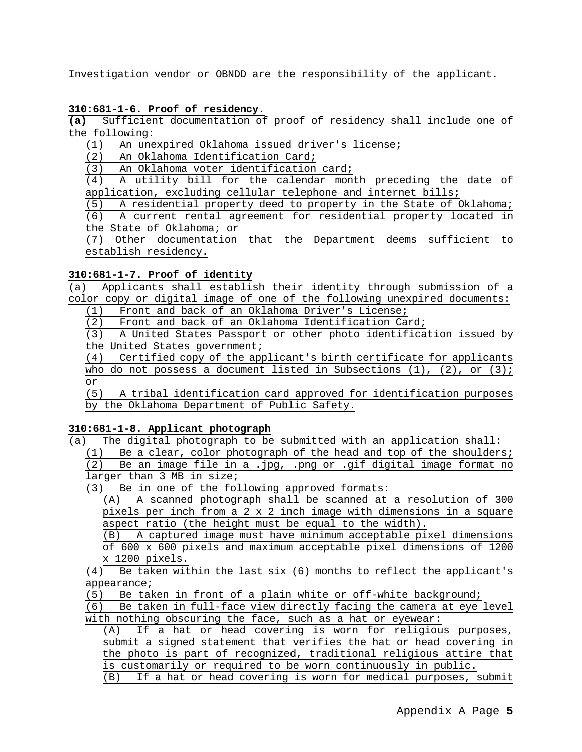Investigation vendor or OBNDD are the responsibility of the applicant.

**310:681-1-6. Proof of residency.**

**(a)** Sufficient documentation of proof of residency shall include one of the following:

(1) An unexpired Oklahoma issued driver's license;

(2) An Oklahoma Identification Card;

(3) An Oklahoma voter identification card;

(4) A utility bill for the calendar month preceding the date of application, excluding cellular telephone and internet bills;

(5) A residential property deed to property in the State of Oklahoma;

(6) A current rental agreement for residential property located in the State of Oklahoma; or

(7) Other documentation that the Department deems sufficient to establish residency.

**310:681-1-7. Proof of identity**

(a) Applicants shall establish their identity through submission of a color copy or digital image of one of the following unexpired documents:

(1) Front and back of an Oklahoma Driver's License;

(2) Front and back of an Oklahoma Identification Card;

(3) A United States Passport or other photo identification issued by the United States government;

(4) Certified copy of the applicant's birth certificate for applicants who do not possess a document listed in Subsections (1), (2), or (3); or

(5) A tribal identification card approved for identification purposes by the Oklahoma Department of Public Safety.

**310:681-1-8. Applicant photograph**

(a) The digital photograph to be submitted with an application shall:

(1) Be a clear, color photograph of the head and top of the shoulders;

(2) Be an image file in a .jpg, .png or .gif digital image format no larger than 3 MB in size;

(3) Be in one of the following approved formats:

(A) A scanned photograph shall be scanned at a resolution of 300 pixels per inch from a 2 x 2 inch image with dimensions in a square aspect ratio (the height must be equal to the width).

(B) A captured image must have minimum acceptable pixel dimensions of 600 x 600 pixels and maximum acceptable pixel dimensions of 1200 x 1200 pixels.

(4) Be taken within the last six (6) months to reflect the applicant's appearance;

(5) Be taken in front of a plain white or off-white background;

(6) Be taken in full-face view directly facing the camera at eye level with nothing obscuring the face, such as a hat or eyewear:

(A) If a hat or head covering is worn for religious purposes, submit a signed statement that verifies the hat or head covering in the photo is part of recognized, traditional religious attire that is customarily or required to be worn continuously in public.

(B) If a hat or head covering is worn for medical purposes, submit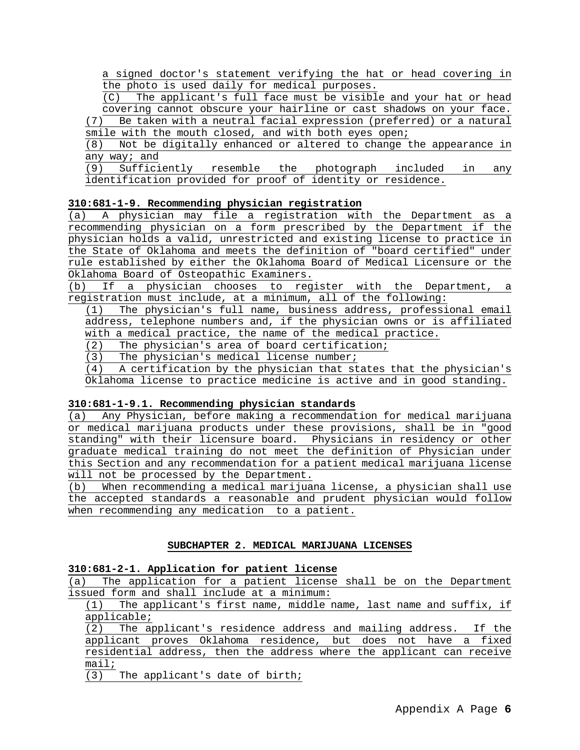a signed doctor's statement verifying the hat or head covering in the photo is used daily for medical purposes.

(C) The applicant's full face must be visible and your hat or head covering cannot obscure your hairline or cast shadows on your face.

(7) Be taken with a neutral facial expression (preferred) or a natural smile with the mouth closed, and with both eyes open;

(8) Not be digitally enhanced or altered to change the appearance in any way; and

(9) Sufficiently resemble the photograph included in any identification provided for proof of identity or residence.

**310:681-1-9. Recommending physician registration**

(a) A physician may file a registration with the Department as a recommending physician on a form prescribed by the Department if the physician holds a valid, unrestricted and existing license to practice in the State of Oklahoma and meets the definition of "board certified" under rule established by either the Oklahoma Board of Medical Licensure or the Oklahoma Board of Osteopathic Examiners.

(b) If a physician chooses to register with the Department, a registration must include, at a minimum, all of the following:

(1) The physician's full name, business address, professional email address, telephone numbers and, if the physician owns or is affiliated with a medical practice, the name of the medical practice.

(2) The physician's area of board certification;

(3) The physician's medical license number;

(4) A certification by the physician that states that the physician's Oklahoma license to practice medicine is active and in good standing.

**310:681-1-9.1. Recommending physician standards**

(a) Any Physician, before making a recommendation for medical marijuana or medical marijuana products under these provisions, shall be in "good standing" with their licensure board. Physicians in residency or other graduate medical training do not meet the definition of Physician under this Section and any recommendation for a patient medical marijuana license will not be processed by the Department.

(b) When recommending a medical marijuana license, a physician shall use the accepted standards a reasonable and prudent physician would follow when recommending any medication to a patient.

## SUBCHAPTER 2. MEDICAL MARIJUANA LICENSES

**310:681-2-1. Application for patient license**

(a) The application for a patient license shall be on the Department issued form and shall include at a minimum:

(1) The applicant's first name, middle name, last name and suffix, if applicable;

(2) The applicant's residence address and mailing address. If the applicant proves Oklahoma residence, but does not have a fixed residential address, then the address where the applicant can receive mail;

(3) The applicant's date of birth;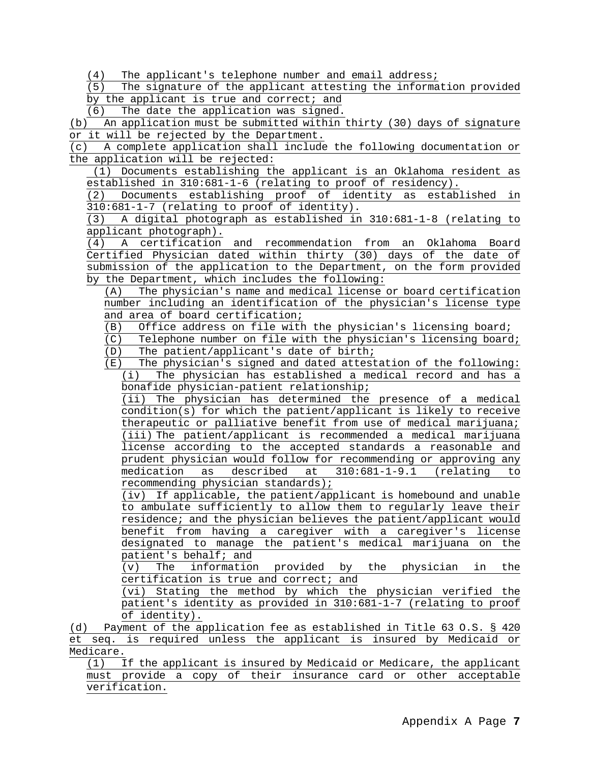(4) The applicant's telephone number and email address;

(5) The signature of the applicant attesting the information provided by the applicant is true and correct; and

(6) The date the application was signed.

(b) An application must be submitted within thirty (30) days of signature or it will be rejected by the Department.

(c) A complete application shall include the following documentation or the application will be rejected:

(1) Documents establishing the applicant is an Oklahoma resident as established in 310:681-1-6 (relating to proof of residency).

(2) Documents establishing proof of identity as established in 310:681-1-7 (relating to proof of identity).

(3) A digital photograph as established in 310:681-1-8 (relating to applicant photograph).

(4) A certification and recommendation from an Oklahoma Board Certified Physician dated within thirty (30) days of the date of submission of the application to the Department, on the form provided by the Department, which includes the following:

(A) The physician's name and medical license or board certification number including an identification of the physician's license type and area of board certification;

(B) Office address on file with the physician's licensing board;

(C) Telephone number on file with the physician's licensing board;

(D) The patient/applicant's date of birth;

(E) The physician's signed and dated attestation of the following:

(i) The physician has established a medical record and has a bonafide physician-patient relationship;

(ii) The physician has determined the presence of a medical condition(s) for which the patient/applicant is likely to receive therapeutic or palliative benefit from use of medical marijuana;

(iii) The patient/applicant is recommended a medical marijuana license according to the accepted standards a reasonable and prudent physician would follow for recommending or approving any medication as described at 310:681-1-9.1 (relating to recommending physician standards);

(iv) If applicable, the patient/applicant is homebound and unable to ambulate sufficiently to allow them to regularly leave their residence; and the physician believes the patient/applicant would benefit from having a caregiver with a caregiver's license designated to manage the patient's medical marijuana on the patient's behalf; and

(v) The information provided by the physician in the certification is true and correct; and

(vi) Stating the method by which the physician verified the patient's identity as provided in 310:681-1-7 (relating to proof of identity).

(d) Payment of the application fee as established in Title 63 O.S. § 420 et seq. is required unless the applicant is insured by Medicaid or Medicare.

(1) If the applicant is insured by Medicaid or Medicare, the applicant must provide a copy of their insurance card or other acceptable verification.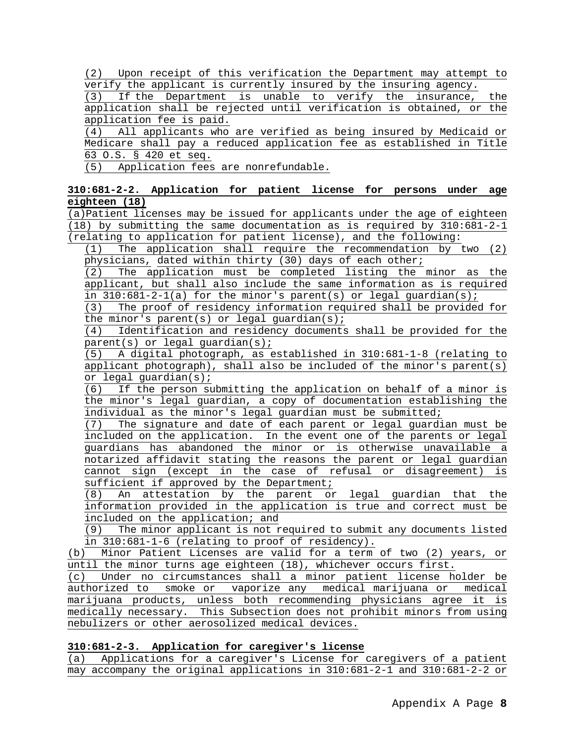(2) Upon receipt of this verification the Department may attempt to verify the applicant is currently insured by the insuring agency.

(3) If the Department is unable to verify the insurance, the application shall be rejected until verification is obtained, or the application fee is paid.

(4) All applicants who are verified as being insured by Medicaid or Medicare shall pay a reduced application fee as established in Title 63 O.S. § 420 et seq.

(5) Application fees are nonrefundable.

**310:681-2-2. Application for patient license for persons under age eighteen (18)**

(a) Patient licenses may be issued for applicants under the age of eighteen (18) by submitting the same documentation as is required by 310:681-2-1 (relating to application for patient license), and the following:

(1) The application shall require the recommendation by two (2) physicians, dated within thirty (30) days of each other;

(2) The application must be completed listing the minor as the applicant, but shall also include the same information as is required in 310:681-2-1(a) for the minor's parent(s) or legal guardian(s);

(3) The proof of residency information required shall be provided for the minor's parent(s) or legal guardian(s);

(4) Identification and residency documents shall be provided for the parent(s) or legal guardian(s);

(5) A digital photograph, as established in 310:681-1-8 (relating to applicant photograph), shall also be included of the minor's parent(s) or legal guardian(s);

(6) If the person submitting the application on behalf of a minor is the minor's legal guardian, a copy of documentation establishing the individual as the minor's legal guardian must be submitted;

(7) The signature and date of each parent or legal guardian must be included on the application. In the event one of the parents or legal guardians has abandoned the minor or is otherwise unavailable a notarized affidavit stating the reasons the parent or legal guardian cannot sign (except in the case of refusal or disagreement) is sufficient if approved by the Department;

(8) An attestation by the parent or legal guardian that the information provided in the application is true and correct must be included on the application; and

(9) The minor applicant is not required to submit any documents listed in 310:681-1-6 (relating to proof of residency).

(b) Minor Patient Licenses are valid for a term of two (2) years, or until the minor turns age eighteen (18), whichever occurs first.

(c) Under no circumstances shall a minor patient license holder be authorized to smoke or vaporize any medical marijuana or medical marijuana products, unless both recommending physicians agree it is medically necessary. This Subsection does not prohibit minors from using nebulizers or other aerosolized medical devices.

**310:681-2-3. Application for caregiver's license**

(a) Applications for a caregiver's License for caregivers of a patient may accompany the original applications in 310:681-2-1 and 310:681-2-2 or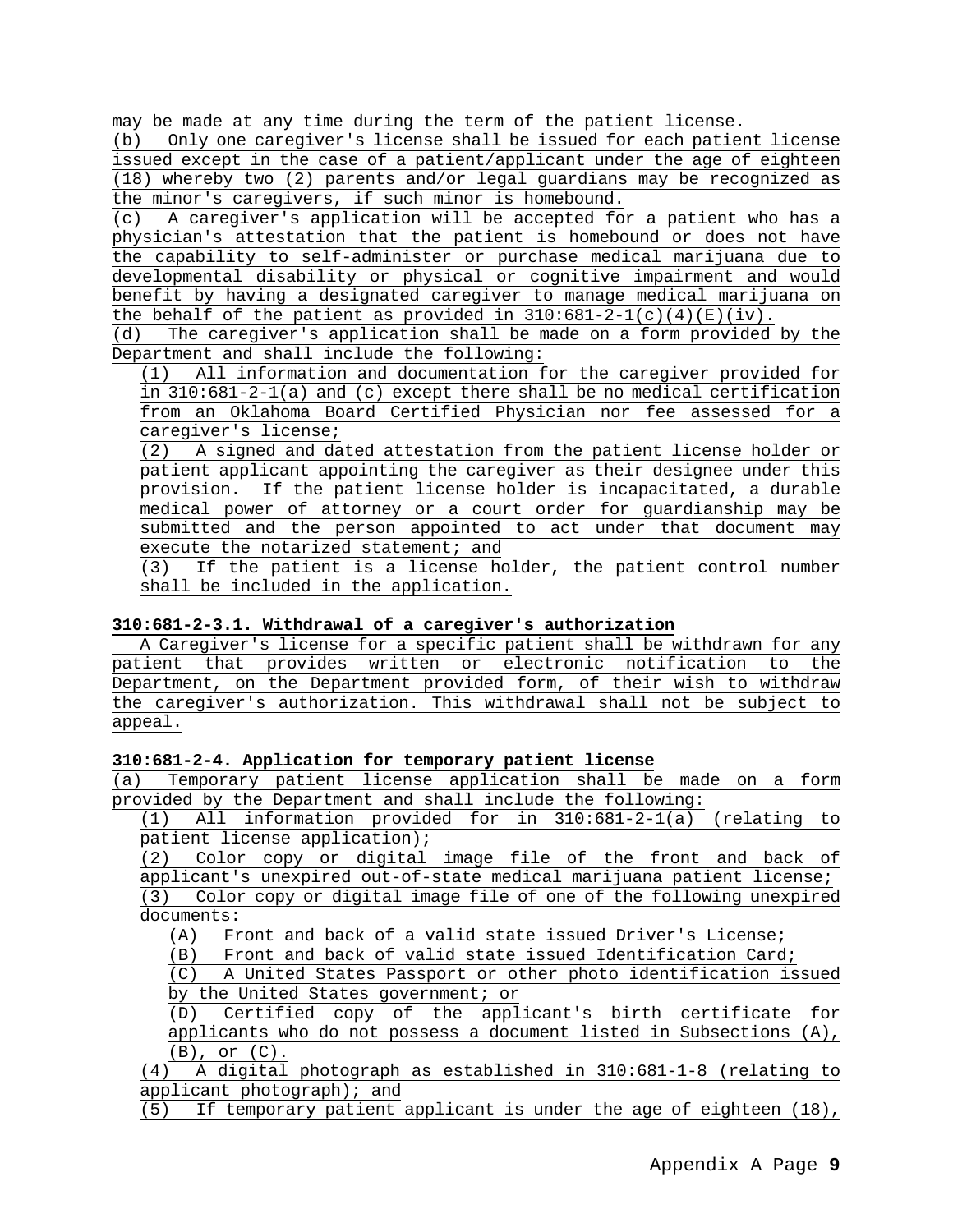may be made at any time during the term of the patient license.

(b) Only one caregiver's license shall be issued for each patient license issued except in the case of a patient/applicant under the age of eighteen (18) whereby two (2) parents and/or legal guardians may be recognized as the minor's caregivers, if such minor is homebound.

(c) A caregiver's application will be accepted for a patient who has a physician's attestation that the patient is homebound or does not have the capability to self-administer or purchase medical marijuana due to developmental disability or physical or cognitive impairment and would benefit by having a designated caregiver to manage medical marijuana on the behalf of the patient as provided in 310:681-2-1(c)(4)(E)(iv).

(d) The caregiver's application shall be made on a form provided by the Department and shall include the following:

(1) All information and documentation for the caregiver provided for in 310:681-2-1(a) and (c) except there shall be no medical certification from an Oklahoma Board Certified Physician nor fee assessed for a caregiver's license;

(2) A signed and dated attestation from the patient license holder or patient applicant appointing the caregiver as their designee under this provision. If the patient license holder is incapacitated, a durable medical power of attorney or a court order for guardianship may be submitted and the person appointed to act under that document may execute the notarized statement; and

(3) If the patient is a license holder, the patient control number shall be included in the application.

**310:681-2-3.1. Withdrawal of a caregiver's authorization**

A Caregiver's license for a specific patient shall be withdrawn for any patient that provides written or electronic notification to the Department, on the Department provided form, of their wish to withdraw the caregiver's authorization. This withdrawal shall not be subject to appeal.

**310:681-2-4. Application for temporary patient license**

(a) Temporary patient license application shall be made on a form provided by the Department and shall include the following:

(1) All information provided for in 310:681-2-1(a) (relating to patient license application);

(2) Color copy or digital image file of the front and back of applicant's unexpired out-of-state medical marijuana patient license;

(3) Color copy or digital image file of one of the following unexpired documents:

(A) Front and back of a valid state issued Driver's License;

(B) Front and back of valid state issued Identification Card;

(C) A United States Passport or other photo identification issued by the United States government; or

(D) Certified copy of the applicant's birth certificate for applicants who do not possess a document listed in Subsections (A), (B), or (C).

(4) A digital photograph as established in 310:681-1-8 (relating to applicant photograph); and

(5) If temporary patient applicant is under the age of eighteen (18),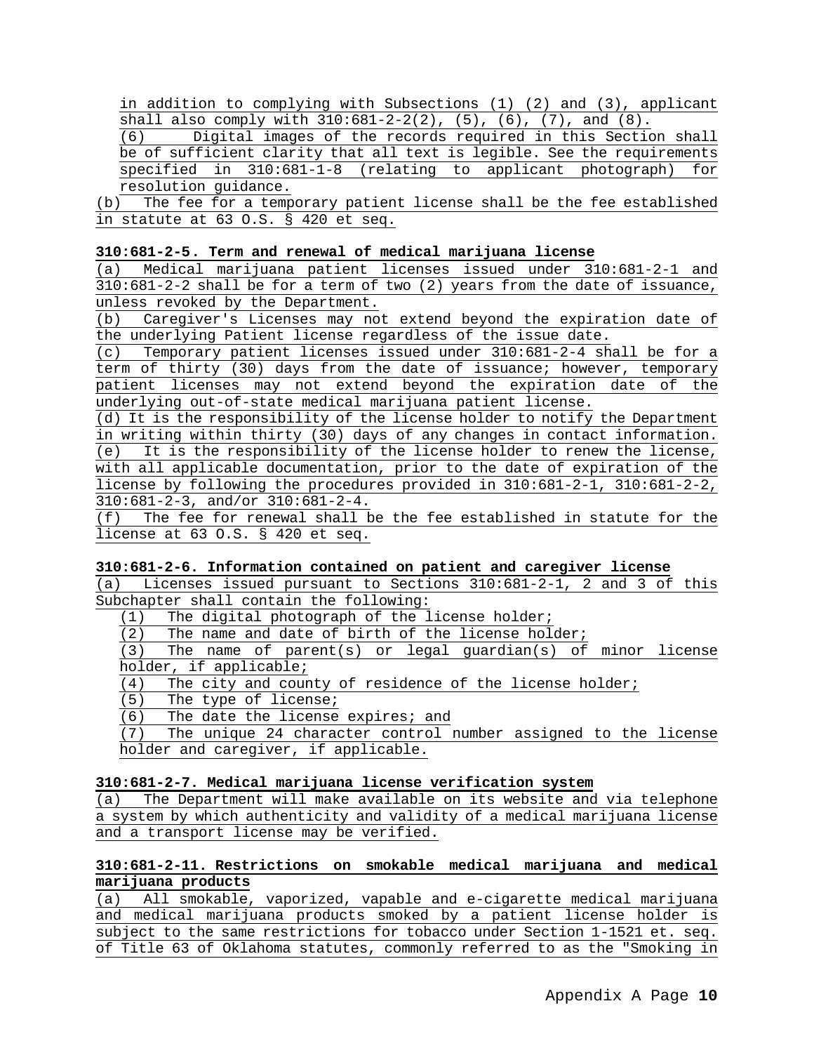in addition to complying with Subsections (1) (2) and (3), applicant shall also comply with 310:681-2-2(2), (5), (6), (7), and (8).

(6) Digital images of the records required in this Section shall be of sufficient clarity that all text is legible. See the requirements specified in 310:681-1-8 (relating to applicant photograph) for resolution guidance.

(b) The fee for a temporary patient license shall be the fee established in statute at 63 O.S. § 420 et seq.

**310:681-2-5. Term and renewal of medical marijuana license**

(a) Medical marijuana patient licenses issued under 310:681-2-1 and 310:681-2-2 shall be for a term of two (2) years from the date of issuance, unless revoked by the Department.

(b) Caregiver's Licenses may not extend beyond the expiration date of the underlying Patient license regardless of the issue date.

(c) Temporary patient licenses issued under 310:681-2-4 shall be for a term of thirty (30) days from the date of issuance; however, temporary patient licenses may not extend beyond the expiration date of the underlying out-of-state medical marijuana patient license.

(d) It is the responsibility of the license holder to notify the Department in writing within thirty (30) days of any changes in contact information.

(e) It is the responsibility of the license holder to renew the license, with all applicable documentation, prior to the date of expiration of the license by following the procedures provided in 310:681-2-1, 310:681-2-2, 310:681-2-3, and/or 310:681-2-4.

(f) The fee for renewal shall be the fee established in statute for the license at 63 O.S. § 420 et seq.

**310:681-2-6. Information contained on patient and caregiver license**

(a) Licenses issued pursuant to Sections 310:681-2-1, 2 and 3 of this Subchapter shall contain the following:

(1) The digital photograph of the license holder;

(2) The name and date of birth of the license holder;

(3) The name of parent(s) or legal guardian(s) of minor license holder, if applicable;

(4) The city and county of residence of the license holder;

(5) The type of license;

(6) The date the license expires; and

(7) The unique 24 character control number assigned to the license holder and caregiver, if applicable.

**310:681-2-7. Medical marijuana license verification system**

(a) The Department will make available on its website and via telephone a system by which authenticity and validity of a medical marijuana license and a transport license may be verified.

**310:681-2-11. Restrictions on smokable medical marijuana and medical marijuana products**

(a) All smokable, vaporized, vapable and e-cigarette medical marijuana and medical marijuana products smoked by a patient license holder is subject to the same restrictions for tobacco under Section 1-1521 et. seq. of Title 63 of Oklahoma statutes, commonly referred to as the "Smoking in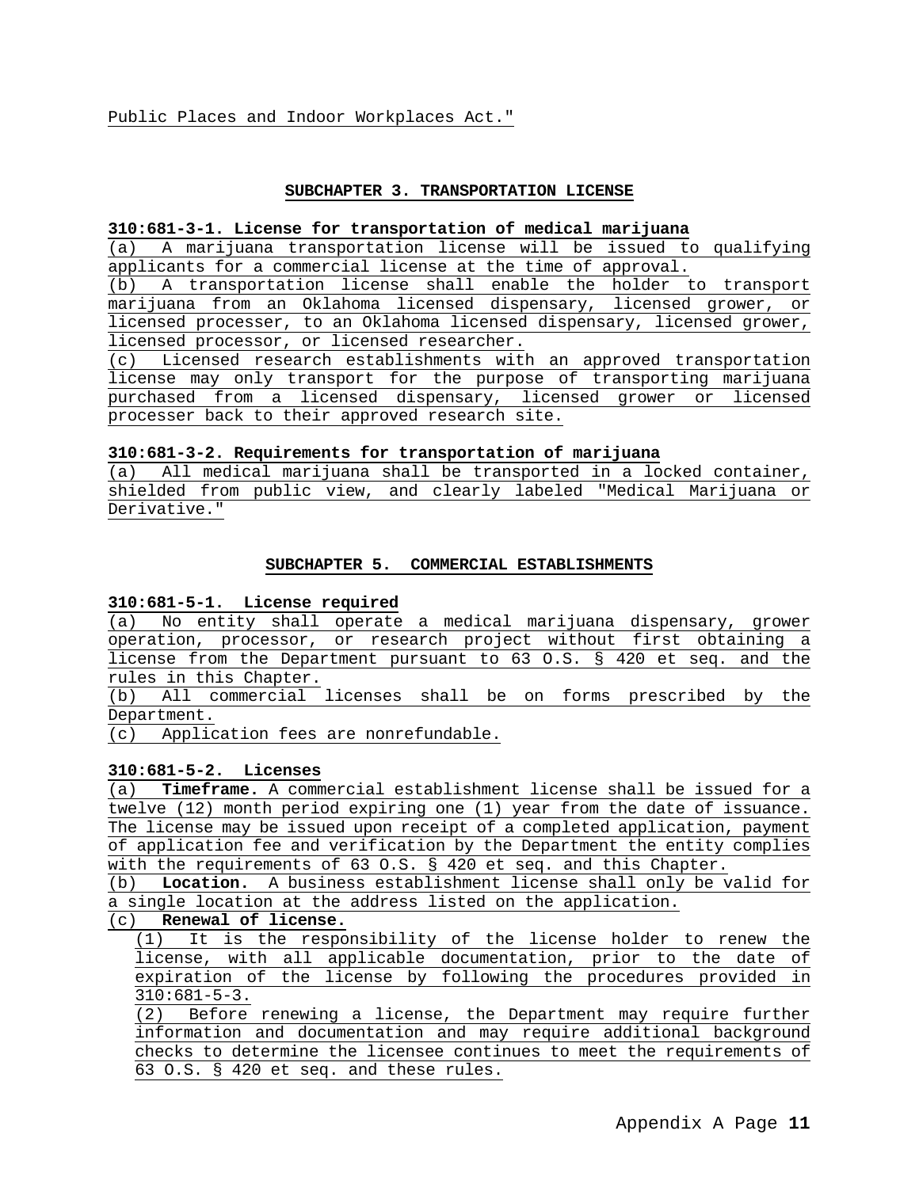Public Places and Indoor Workplaces Act."

## SUBCHAPTER 3. TRANSPORTATION LICENSE

### 310:681-3-1. License for transportation of medical marijuana

(a) A marijuana transportation license will be issued to qualifying applicants for a commercial license at the time of approval.

(b) A transportation license shall enable the holder to transport marijuana from an Oklahoma licensed dispensary, licensed grower, or licensed processer, to an Oklahoma licensed dispensary, licensed grower, licensed processor, or licensed researcher.

(c) Licensed research establishments with an approved transportation license may only transport for the purpose of transporting marijuana purchased from a licensed dispensary, licensed grower or licensed processer back to their approved research site.

### 310:681-3-2. Requirements for transportation of marijuana

(a) All medical marijuana shall be transported in a locked container, shielded from public view, and clearly labeled "Medical Marijuana or Derivative."

## SUBCHAPTER 5. COMMERCIAL ESTABLISHMENTS

### 310:681-5-1. License required

(a) No entity shall operate a medical marijuana dispensary, grower operation, processor, or research project without first obtaining a license from the Department pursuant to 63 O.S. § 420 et seq. and the rules in this Chapter.

(b) All commercial licenses shall be on forms prescribed by the Department.

(c) Application fees are nonrefundable.

### 310:681-5-2. Licenses

(a) **Timeframe.** A commercial establishment license shall be issued for a twelve (12) month period expiring one (1) year from the date of issuance. The license may be issued upon receipt of a completed application, payment of application fee and verification by the Department the entity complies with the requirements of 63 O.S. § 420 et seq. and this Chapter.

(b) **Location.** A business establishment license shall only be valid for a single location at the address listed on the application.

(c) **Renewal of license.**

(1) It is the responsibility of the license holder to renew the license, with all applicable documentation, prior to the date of expiration of the license by following the procedures provided in 310:681-5-3.

(2) Before renewing a license, the Department may require further information and documentation and may require additional background checks to determine the licensee continues to meet the requirements of 63 O.S. § 420 et seq. and these rules.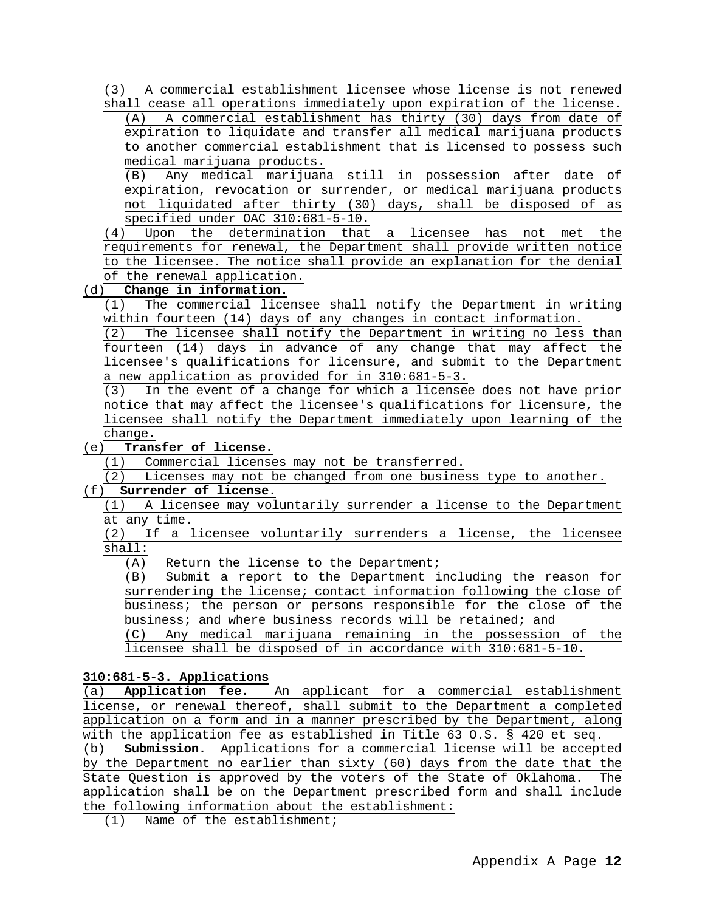(3) A commercial establishment licensee whose license is not renewed shall cease all operations immediately upon expiration of the license.

(A) A commercial establishment has thirty (30) days from date of expiration to liquidate and transfer all medical marijuana products to another commercial establishment that is licensed to possess such medical marijuana products.

(B) Any medical marijuana still in possession after date of expiration, revocation or surrender, or medical marijuana products not liquidated after thirty (30) days, shall be disposed of as specified under OAC 310:681-5-10.

(4) Upon the determination that a licensee has not met the requirements for renewal, the Department shall provide written notice to the licensee. The notice shall provide an explanation for the denial of the renewal application.

(d) **Change in information.**

(1) The commercial licensee shall notify the Department in writing within fourteen (14) days of any changes in contact information.

(2) The licensee shall notify the Department in writing no less than fourteen (14) days in advance of any change that may affect the licensee's qualifications for licensure, and submit to the Department a new application as provided for in 310:681-5-3.

(3) In the event of a change for which a licensee does not have prior notice that may affect the licensee's qualifications for licensure, the licensee shall notify the Department immediately upon learning of the change.

(e) **Transfer of license.**

(1) Commercial licenses may not be transferred.

(2) Licenses may not be changed from one business type to another.

(f) **Surrender of license.**

(1) A licensee may voluntarily surrender a license to the Department at any time.

(2) If a licensee voluntarily surrenders a license, the licensee shall:

(A) Return the license to the Department;

(B) Submit a report to the Department including the reason for surrendering the license; contact information following the close of business; the person or persons responsible for the close of the business; and where business records will be retained; and

(C) Any medical marijuana remaining in the possession of the licensee shall be disposed of in accordance with 310:681-5-10.

**310:681-5-3. Applications**

(a) **Application fee.** An applicant for a commercial establishment license, or renewal thereof, shall submit to the Department a completed application on a form and in a manner prescribed by the Department, along with the application fee as established in Title 63 O.S. § 420 et seq.

(b) **Submission.** Applications for a commercial license will be accepted by the Department no earlier than sixty (60) days from the date that the State Question is approved by the voters of the State of Oklahoma. The application shall be on the Department prescribed form and shall include the following information about the establishment:

(1) Name of the establishment;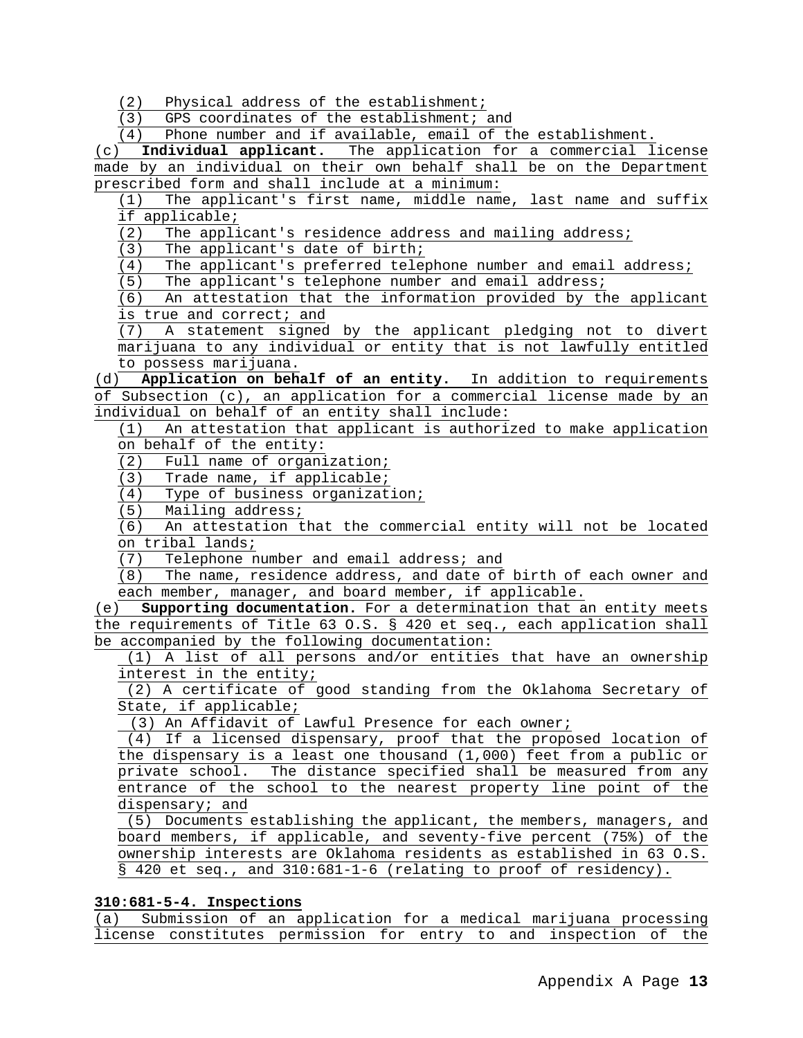(2) Physical address of the establishment;

(3) GPS coordinates of the establishment; and

(4) Phone number and if available, email of the establishment.

(c) **Individual applicant.** The application for a commercial license made by an individual on their own behalf shall be on the Department prescribed form and shall include at a minimum:

(1) The applicant's first name, middle name, last name and suffix if applicable;

(2) The applicant's residence address and mailing address;

(3) The applicant's date of birth;

(4) The applicant's preferred telephone number and email address;

(5) The applicant's telephone number and email address;

(6) An attestation that the information provided by the applicant is true and correct; and

(7) A statement signed by the applicant pledging not to divert marijuana to any individual or entity that is not lawfully entitled to possess marijuana.

(d) **Application on behalf of an entity.** In addition to requirements of Subsection (c), an application for a commercial license made by an individual on behalf of an entity shall include:

(1) An attestation that applicant is authorized to make application on behalf of the entity:

(2) Full name of organization;

(3) Trade name, if applicable;

(4) Type of business organization;

(5) Mailing address;

(6) An attestation that the commercial entity will not be located on tribal lands;

(7) Telephone number and email address; and

(8) The name, residence address, and date of birth of each owner and each member, manager, and board member, if applicable.

(e) **Supporting documentation.** For a determination that an entity meets the requirements of Title 63 O.S. § 420 et seq., each application shall be accompanied by the following documentation:

(1) A list of all persons and/or entities that have an ownership interest in the entity;

(2) A certificate of good standing from the Oklahoma Secretary of State, if applicable;

(3) An Affidavit of Lawful Presence for each owner;

(4) If a licensed dispensary, proof that the proposed location of the dispensary is a least one thousand (1,000) feet from a public or private school. The distance specified shall be measured from any entrance of the school to the nearest property line point of the dispensary; and

(5) Documents establishing the applicant, the members, managers, and board members, if applicable, and seventy-five percent (75%) of the ownership interests are Oklahoma residents as established in 63 O.S. § 420 et seq., and 310:681-1-6 (relating to proof of residency).

**310:681-5-4. Inspections**

(a) Submission of an application for a medical marijuana processing license constitutes permission for entry to and inspection of the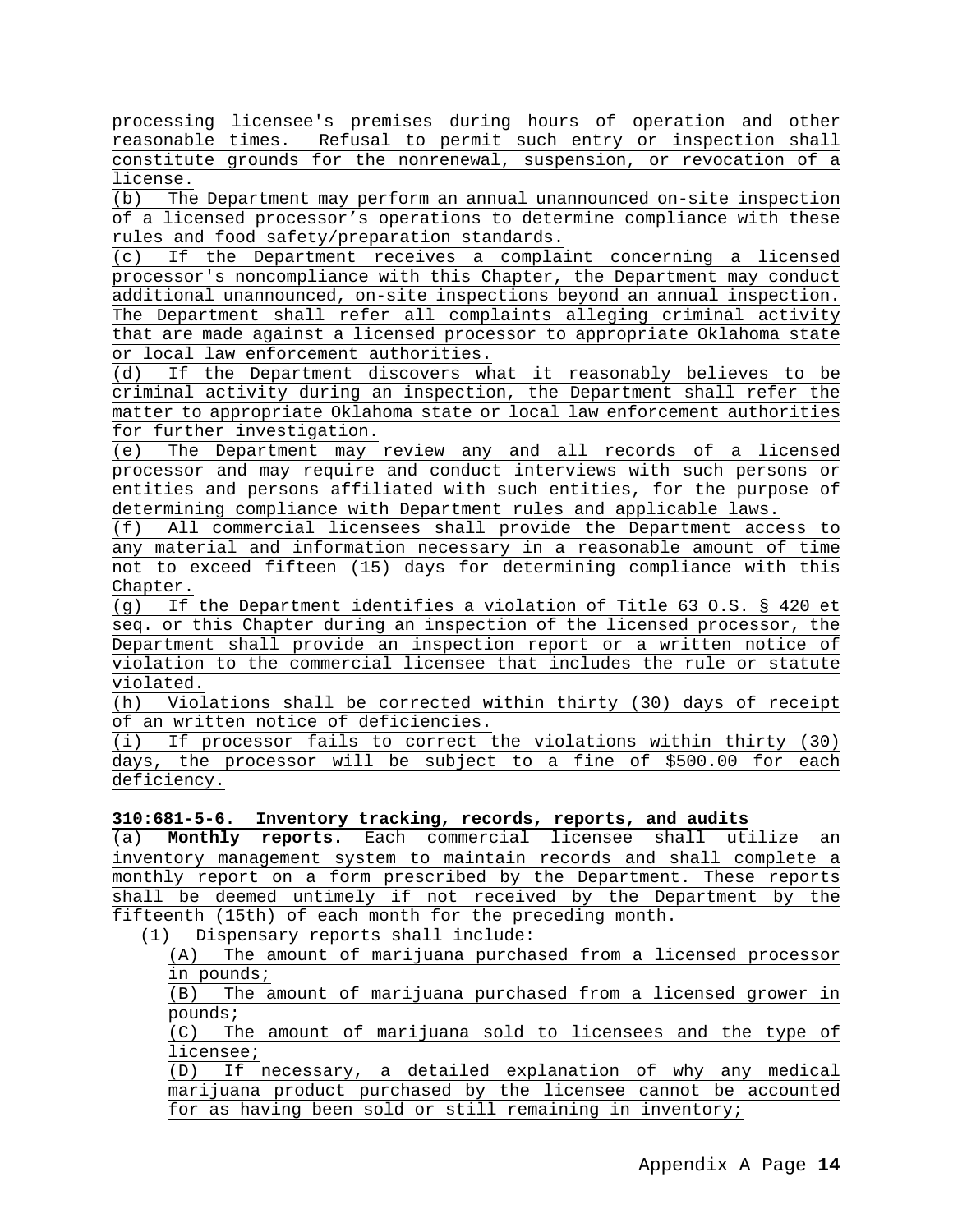processing licensee's premises during hours of operation and other reasonable times. Refusal to permit such entry or inspection shall constitute grounds for the nonrenewal, suspension, or revocation of a license.

(b) The Department may perform an annual unannounced on-site inspection of a licensed processor's operations to determine compliance with these rules and food safety/preparation standards.

(c) If the Department receives a complaint concerning a licensed processor's noncompliance with this Chapter, the Department may conduct additional unannounced, on-site inspections beyond an annual inspection. The Department shall refer all complaints alleging criminal activity that are made against a licensed processor to appropriate Oklahoma state or local law enforcement authorities.

(d) If the Department discovers what it reasonably believes to be criminal activity during an inspection, the Department shall refer the matter to appropriate Oklahoma state or local law enforcement authorities for further investigation.

(e) The Department may review any and all records of a licensed processor and may require and conduct interviews with such persons or entities and persons affiliated with such entities, for the purpose of determining compliance with Department rules and applicable laws.

(f) All commercial licensees shall provide the Department access to any material and information necessary in a reasonable amount of time not to exceed fifteen (15) days for determining compliance with this Chapter.

(g) If the Department identifies a violation of Title 63 O.S. § 420 et seq. or this Chapter during an inspection of the licensed processor, the Department shall provide an inspection report or a written notice of violation to the commercial licensee that includes the rule or statute violated.

(h) Violations shall be corrected within thirty (30) days of receipt of an written notice of deficiencies.

(i) If processor fails to correct the violations within thirty (30) days, the processor will be subject to a fine of $500.00 for each deficiency.

**310:681-5-6. Inventory tracking, records, reports, and audits**

(a) **Monthly reports.** Each commercial licensee shall utilize an inventory management system to maintain records and shall complete a monthly report on a form prescribed by the Department. These reports shall be deemed untimely if not received by the Department by the fifteenth (15th) of each month for the preceding month.

(1) Dispensary reports shall include:

(A) The amount of marijuana purchased from a licensed processor in pounds;

(B) The amount of marijuana purchased from a licensed grower in pounds;

(C) The amount of marijuana sold to licensees and the type of licensee;

(D) If necessary, a detailed explanation of why any medical marijuana product purchased by the licensee cannot be accounted for as having been sold or still remaining in inventory;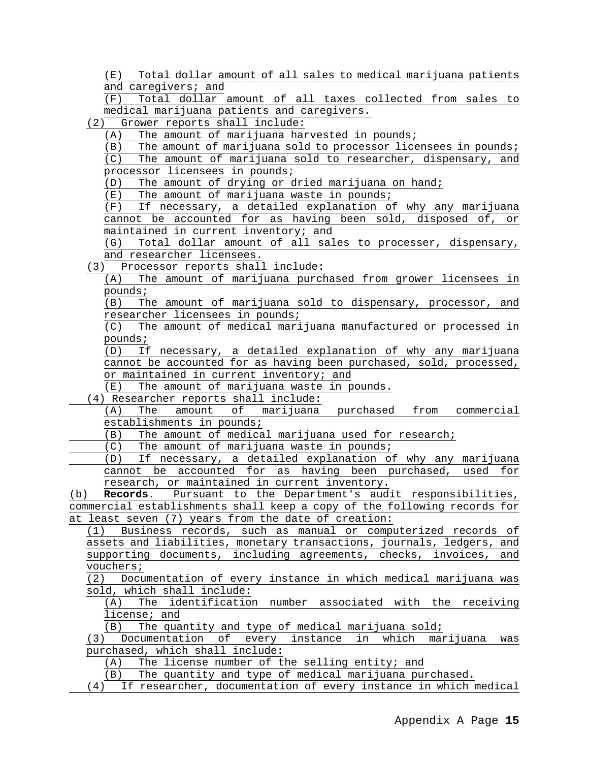(E) Total dollar amount of all sales to medical marijuana patients and caregivers; and

(F) Total dollar amount of all taxes collected from sales to medical marijuana patients and caregivers.

(2) Grower reports shall include:

(A) The amount of marijuana harvested in pounds;

(B) The amount of marijuana sold to processor licensees in pounds;

(C) The amount of marijuana sold to researcher, dispensary, and processor licensees in pounds;

(D) The amount of drying or dried marijuana on hand;

(E) The amount of marijuana waste in pounds;

(F) If necessary, a detailed explanation of why any marijuana cannot be accounted for as having been sold, disposed of, or maintained in current inventory; and

(G) Total dollar amount of all sales to processer, dispensary, and researcher licensees.

(3) Processor reports shall include:

(A) The amount of marijuana purchased from grower licensees in pounds;

(B) The amount of marijuana sold to dispensary, processor, and researcher licensees in pounds;

(C) The amount of medical marijuana manufactured or processed in pounds;

(D) If necessary, a detailed explanation of why any marijuana cannot be accounted for as having been purchased, sold, processed, or maintained in current inventory; and

(E) The amount of marijuana waste in pounds.

(4) Researcher reports shall include:

(A) The amount of marijuana purchased from commercial establishments in pounds;

(B) The amount of medical marijuana used for research;

(C) The amount of marijuana waste in pounds;

(D) If necessary, a detailed explanation of why any marijuana cannot be accounted for as having been purchased, used for research, or maintained in current inventory.

(b) **Records**. Pursuant to the Department's audit responsibilities, commercial establishments shall keep a copy of the following records for at least seven (7) years from the date of creation:

(1) Business records, such as manual or computerized records of assets and liabilities, monetary transactions, journals, ledgers, and supporting documents, including agreements, checks, invoices, and vouchers;

(2) Documentation of every instance in which medical marijuana was sold, which shall include:

(A) The identification number associated with the receiving license; and

(B) The quantity and type of medical marijuana sold;

(3) Documentation of every instance in which marijuana was purchased, which shall include:

(A) The license number of the selling entity; and

(B) The quantity and type of medical marijuana purchased.

(4) If researcher, documentation of every instance in which medical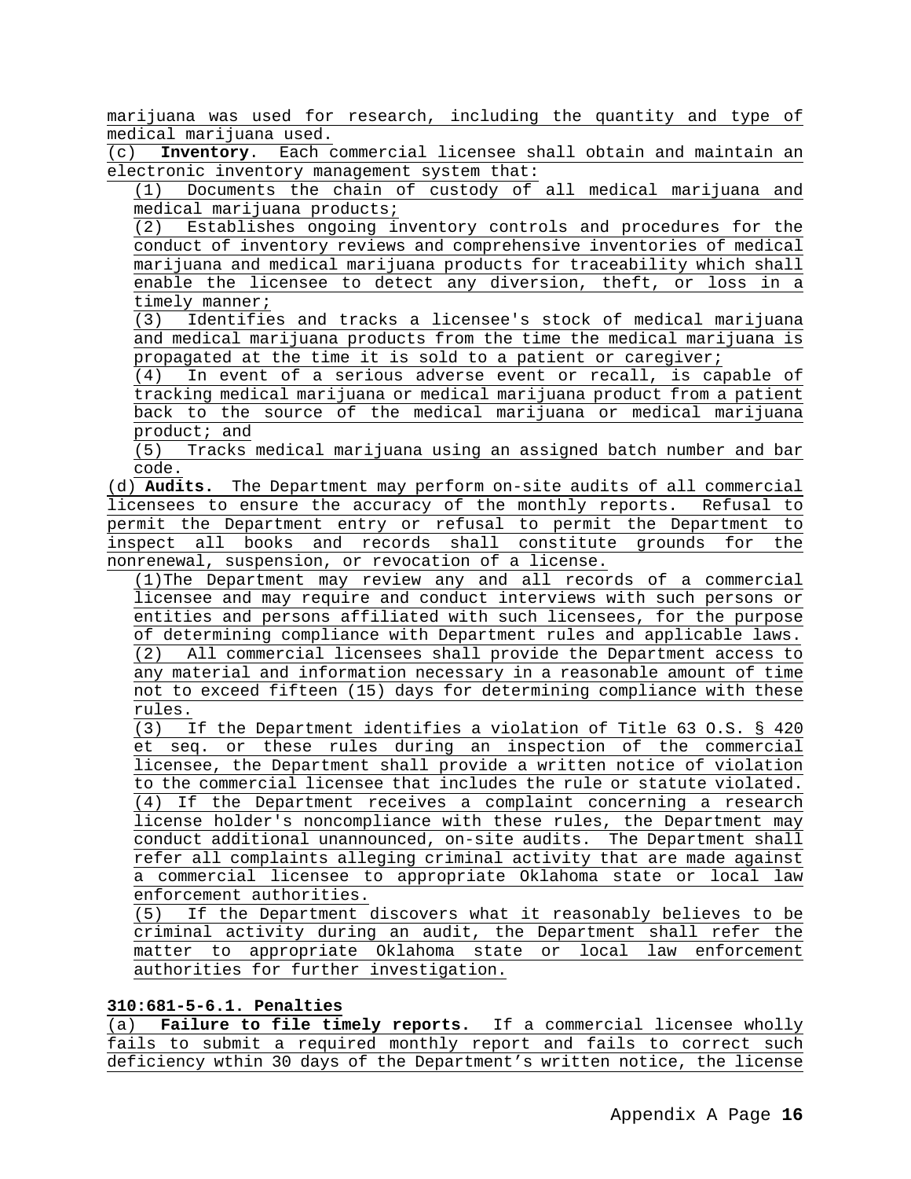marijuana was used for research, including the quantity and type of medical marijuana used.

(c) **Inventory**. Each commercial licensee shall obtain and maintain an electronic inventory management system that:

(1) Documents the chain of custody of all medical marijuana and medical marijuana products;

(2) Establishes ongoing inventory controls and procedures for the conduct of inventory reviews and comprehensive inventories of medical marijuana and medical marijuana products for traceability which shall enable the licensee to detect any diversion, theft, or loss in a timely manner;

(3) Identifies and tracks a licensee's stock of medical marijuana and medical marijuana products from the time the medical marijuana is propagated at the time it is sold to a patient or caregiver;

(4) In event of a serious adverse event or recall, is capable of tracking medical marijuana or medical marijuana product from a patient back to the source of the medical marijuana or medical marijuana product; and

(5) Tracks medical marijuana using an assigned batch number and bar code.

(d) **Audits.** The Department may perform on-site audits of all commercial licensees to ensure the accuracy of the monthly reports. Refusal to permit the Department entry or refusal to permit the Department to inspect all books and records shall constitute grounds for the nonrenewal, suspension, or revocation of a license.

(1)The Department may review any and all records of a commercial licensee and may require and conduct interviews with such persons or entities and persons affiliated with such licensees, for the purpose of determining compliance with Department rules and applicable laws.

(2) All commercial licensees shall provide the Department access to any material and information necessary in a reasonable amount of time not to exceed fifteen (15) days for determining compliance with these rules.

(3) If the Department identifies a violation of Title 63 O.S. § 420 et seq. or these rules during an inspection of the commercial licensee, the Department shall provide a written notice of violation to the commercial licensee that includes the rule or statute violated.

(4) If the Department receives a complaint concerning a research license holder's noncompliance with these rules, the Department may conduct additional unannounced, on-site audits. The Department shall refer all complaints alleging criminal activity that are made against a commercial licensee to appropriate Oklahoma state or local law enforcement authorities.

(5) If the Department discovers what it reasonably believes to be criminal activity during an audit, the Department shall refer the matter to appropriate Oklahoma state or local law enforcement authorities for further investigation.

**310:681-5-6.1. Penalties**

(a) **Failure to file timely reports.** If a commercial licensee wholly fails to submit a required monthly report and fails to correct such deficiency wthin 30 days of the Department's written notice, the license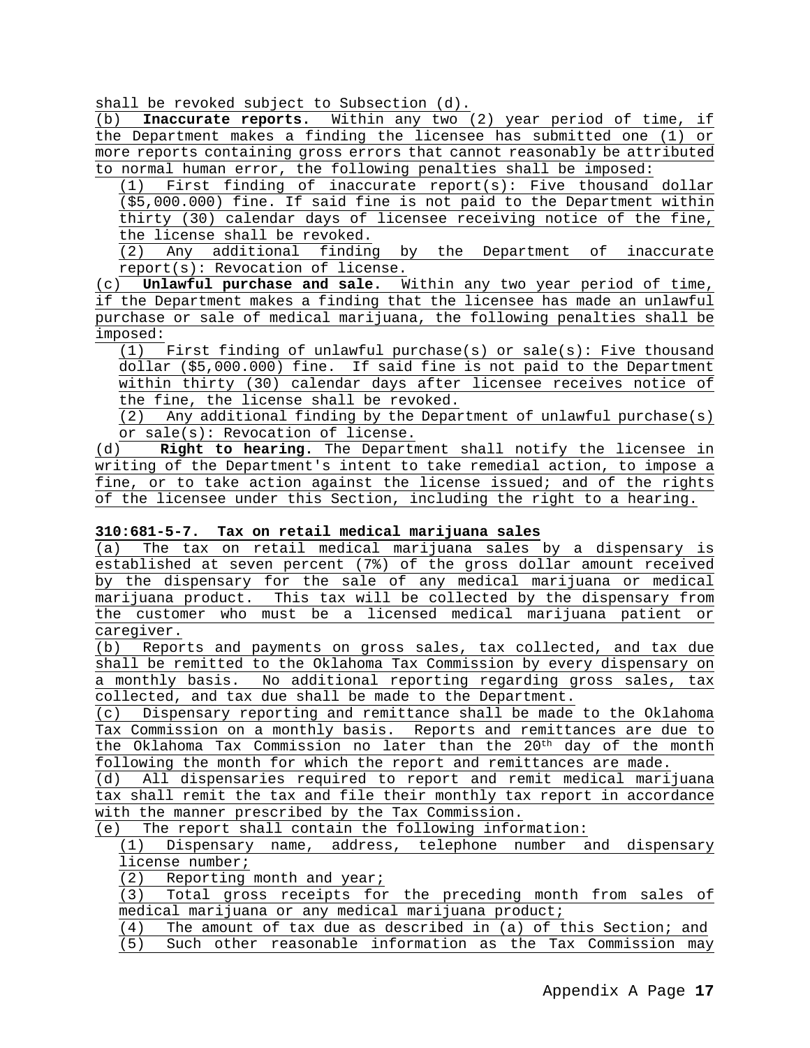shall be revoked subject to Subsection (d).

(b) **Inaccurate reports.** Within any two (2) year period of time, if the Department makes a finding the licensee has submitted one (1) or more reports containing gross errors that cannot reasonably be attributed to normal human error, the following penalties shall be imposed:

(1) First finding of inaccurate report(s): Five thousand dollar ($5,000.000) fine. If said fine is not paid to the Department within thirty (30) calendar days of licensee receiving notice of the fine, the license shall be revoked.

(2) Any additional finding by the Department of inaccurate report(s): Revocation of license.

(c) **Unlawful purchase and sale.** Within any two year period of time, if the Department makes a finding that the licensee has made an unlawful purchase or sale of medical marijuana, the following penalties shall be imposed:

(1) First finding of unlawful purchase(s) or sale(s): Five thousand dollar ($5,000.000) fine. If said fine is not paid to the Department within thirty (30) calendar days after licensee receives notice of the fine, the license shall be revoked.

(2) Any additional finding by the Department of unlawful purchase(s) or sale(s): Revocation of license.

(d) **Right to hearing.** The Department shall notify the licensee in writing of the Department's intent to take remedial action, to impose a fine, or to take action against the license issued; and of the rights of the licensee under this Section, including the right to a hearing.

**310:681-5-7. Tax on retail medical marijuana sales**

(a) The tax on retail medical marijuana sales by a dispensary is established at seven percent (7%) of the gross dollar amount received by the dispensary for the sale of any medical marijuana or medical marijuana product. This tax will be collected by the dispensary from the customer who must be a licensed medical marijuana patient or caregiver.

(b) Reports and payments on gross sales, tax collected, and tax due shall be remitted to the Oklahoma Tax Commission by every dispensary on a monthly basis. No additional reporting regarding gross sales, tax collected, and tax due shall be made to the Department.

(c) Dispensary reporting and remittance shall be made to the Oklahoma Tax Commission on a monthly basis. Reports and remittances are due to the Oklahoma Tax Commission no later than the 20th day of the month following the month for which the report and remittances are made.

(d) All dispensaries required to report and remit medical marijuana tax shall remit the tax and file their monthly tax report in accordance with the manner prescribed by the Tax Commission.

(e) The report shall contain the following information:

(1) Dispensary name, address, telephone number and dispensary license number;

(2) Reporting month and year;

(3) Total gross receipts for the preceding month from sales of medical marijuana or any medical marijuana product;

(4) The amount of tax due as described in (a) of this Section; and

(5) Such other reasonable information as the Tax Commission may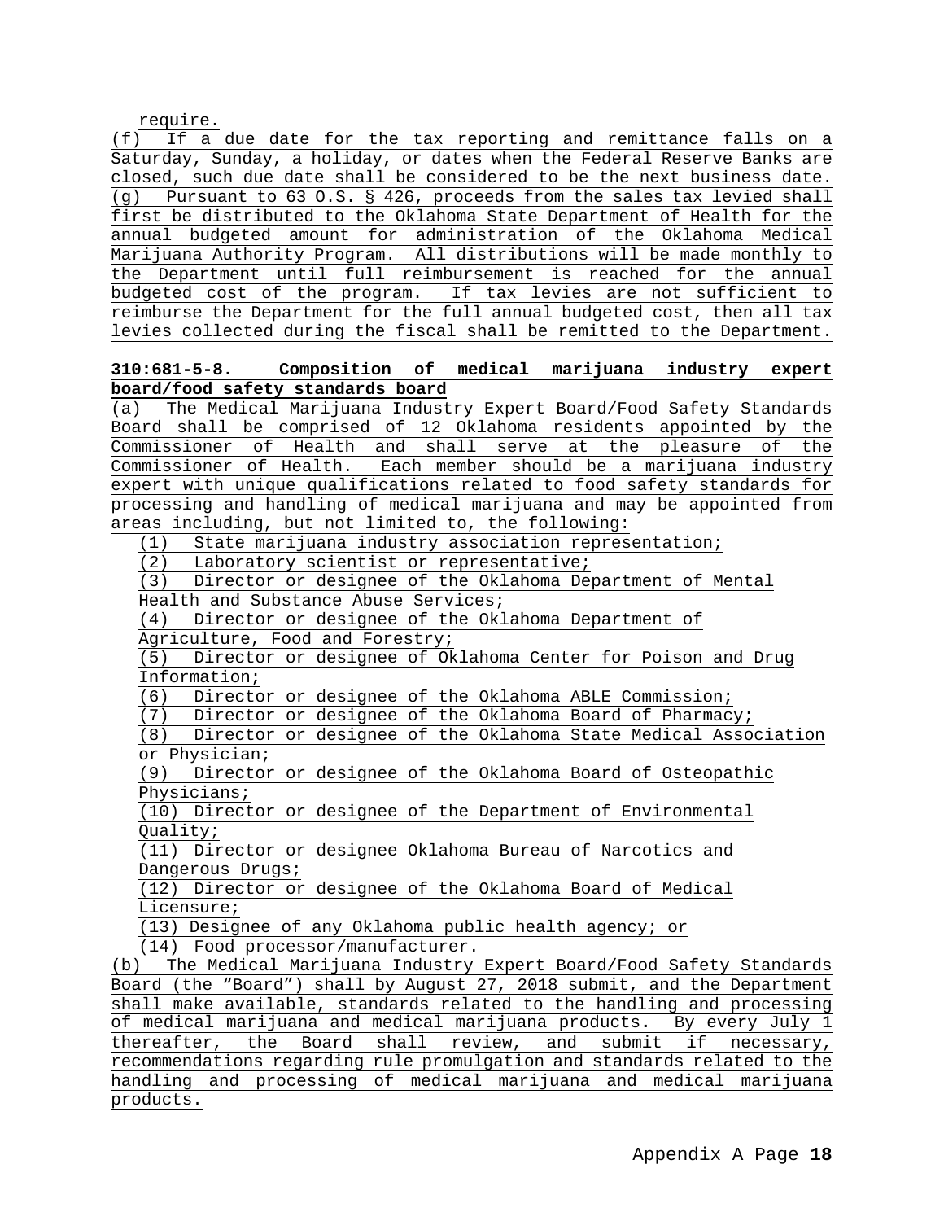require.

(f) If a due date for the tax reporting and remittance falls on a Saturday, Sunday, a holiday, or dates when the Federal Reserve Banks are closed, such due date shall be considered to be the next business date.

(g) Pursuant to 63 O.S. § 426, proceeds from the sales tax levied shall first be distributed to the Oklahoma State Department of Health for the annual budgeted amount for administration of the Oklahoma Medical Marijuana Authority Program. All distributions will be made monthly to the Department until full reimbursement is reached for the annual budgeted cost of the program. If tax levies are not sufficient to reimburse the Department for the full annual budgeted cost, then all tax levies collected during the fiscal shall be remitted to the Department.

**310:681-5-8. Composition of medical marijuana industry expert board/food safety standards board**

(a) The Medical Marijuana Industry Expert Board/Food Safety Standards Board shall be comprised of 12 Oklahoma residents appointed by the Commissioner of Health and shall serve at the pleasure of the Commissioner of Health. Each member should be a marijuana industry expert with unique qualifications related to food safety standards for processing and handling of medical marijuana and may be appointed from areas including, but not limited to, the following:

(1) State marijuana industry association representation;
(2) Laboratory scientist or representative;
(3) Director or designee of the Oklahoma Department of Mental Health and Substance Abuse Services;
(4) Director or designee of the Oklahoma Department of Agriculture, Food and Forestry;
(5) Director or designee of Oklahoma Center for Poison and Drug Information;
(6) Director or designee of the Oklahoma ABLE Commission;
(7) Director or designee of the Oklahoma Board of Pharmacy;
(8) Director or designee of the Oklahoma State Medical Association or Physician;
(9) Director or designee of the Oklahoma Board of Osteopathic Physicians;
(10) Director or designee of the Department of Environmental Quality;
(11) Director or designee Oklahoma Bureau of Narcotics and Dangerous Drugs;
(12) Director or designee of the Oklahoma Board of Medical Licensure;
(13) Designee of any Oklahoma public health agency; or
(14) Food processor/manufacturer.

(b) The Medical Marijuana Industry Expert Board/Food Safety Standards Board (the "Board") shall by August 27, 2018 submit, and the Department shall make available, standards related to the handling and processing of medical marijuana and medical marijuana products. By every July 1 thereafter, the Board shall review, and submit if necessary, recommendations regarding rule promulgation and standards related to the handling and processing of medical marijuana and medical marijuana products.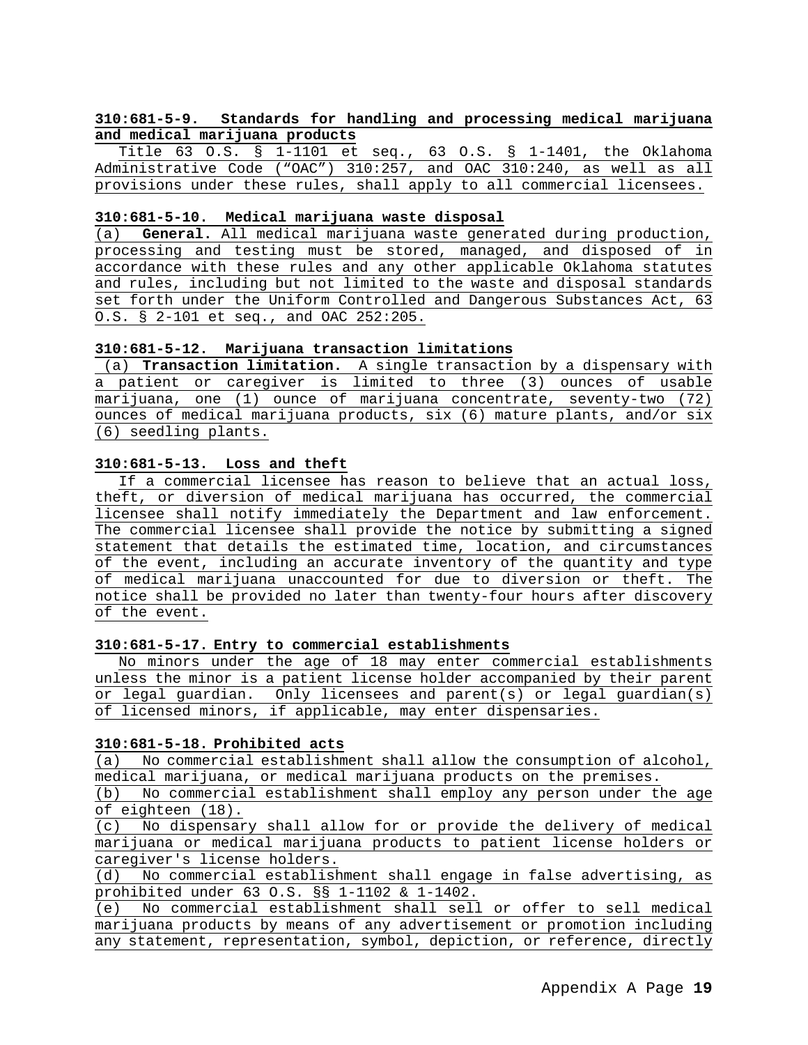**310:681-5-9. Standards for handling and processing medical marijuana and medical marijuana products**

Title 63 O.S. § 1-1101 et seq., 63 O.S. § 1-1401, the Oklahoma Administrative Code ("OAC") 310:257, and OAC 310:240, as well as all provisions under these rules, shall apply to all commercial licensees.

**310:681-5-10. Medical marijuana waste disposal**

(a) **General.** All medical marijuana waste generated during production, processing and testing must be stored, managed, and disposed of in accordance with these rules and any other applicable Oklahoma statutes and rules, including but not limited to the waste and disposal standards set forth under the Uniform Controlled and Dangerous Substances Act, 63 O.S. § 2-101 et seq., and OAC 252:205.

**310:681-5-12. Marijuana transaction limitations**

(a) **Transaction limitation.** A single transaction by a dispensary with a patient or caregiver is limited to three (3) ounces of usable marijuana, one (1) ounce of marijuana concentrate, seventy-two (72) ounces of medical marijuana products, six (6) mature plants, and/or six (6) seedling plants.

**310:681-5-13. Loss and theft**

If a commercial licensee has reason to believe that an actual loss, theft, or diversion of medical marijuana has occurred, the commercial licensee shall notify immediately the Department and law enforcement. The commercial licensee shall provide the notice by submitting a signed statement that details the estimated time, location, and circumstances of the event, including an accurate inventory of the quantity and type of medical marijuana unaccounted for due to diversion or theft. The notice shall be provided no later than twenty-four hours after discovery of the event.

**310:681-5-17. Entry to commercial establishments**

No minors under the age of 18 may enter commercial establishments unless the minor is a patient license holder accompanied by their parent or legal guardian. Only licensees and parent(s) or legal guardian(s) of licensed minors, if applicable, may enter dispensaries.

**310:681-5-18. Prohibited acts**

(a) No commercial establishment shall allow the consumption of alcohol, medical marijuana, or medical marijuana products on the premises.

(b) No commercial establishment shall employ any person under the age of eighteen (18).

(c) No dispensary shall allow for or provide the delivery of medical marijuana or medical marijuana products to patient license holders or caregiver's license holders.

(d) No commercial establishment shall engage in false advertising, as prohibited under 63 O.S. §§ 1-1102 & 1-1402.

(e) No commercial establishment shall sell or offer to sell medical marijuana products by means of any advertisement or promotion including any statement, representation, symbol, depiction, or reference, directly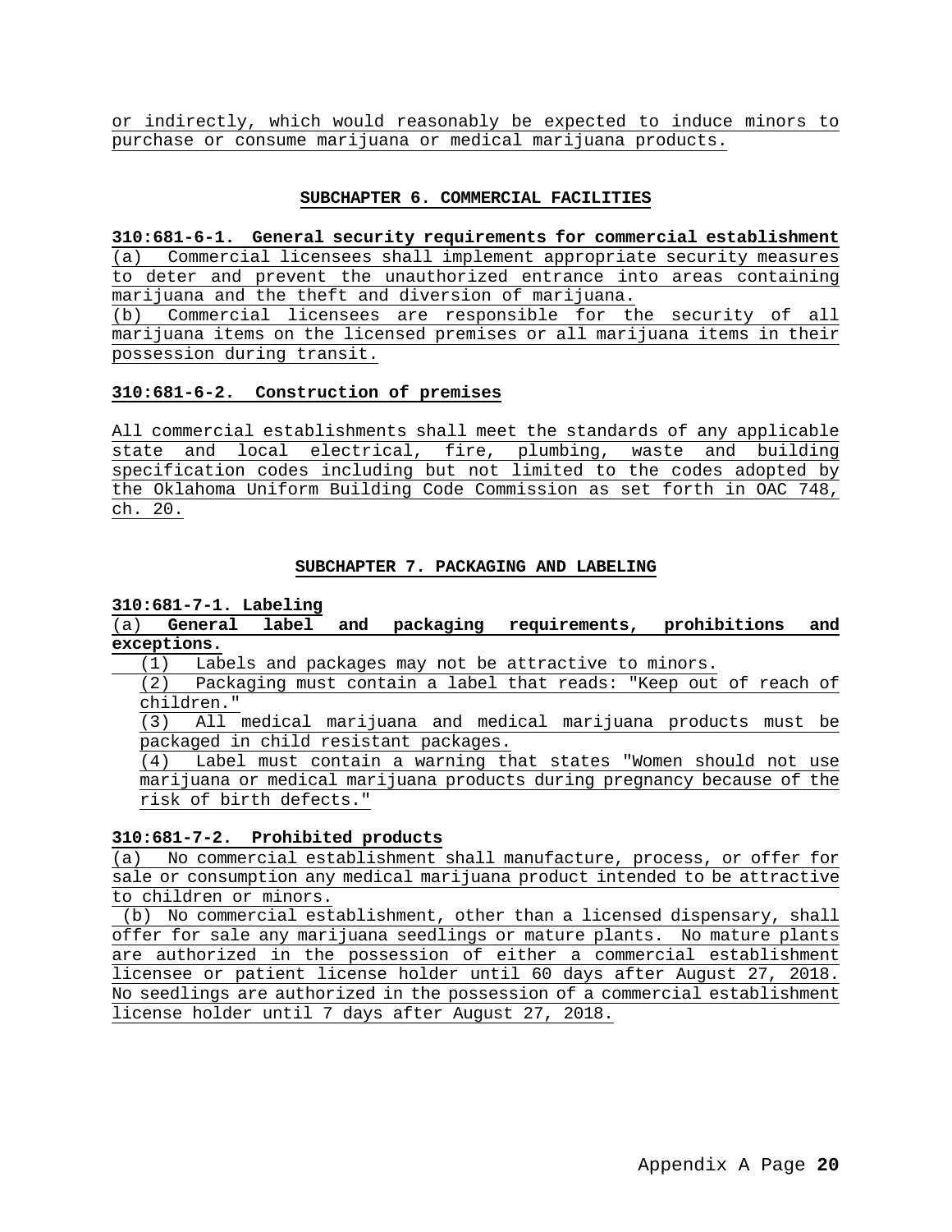or indirectly, which would reasonably be expected to induce minors to purchase or consume marijuana or medical marijuana products.

## SUBCHAPTER 6. COMMERCIAL FACILITIES

**310:681-6-1. General security requirements for commercial establishment**

(a) Commercial licensees shall implement appropriate security measures to deter and prevent the unauthorized entrance into areas containing marijuana and the theft and diversion of marijuana.

(b) Commercial licensees are responsible for the security of all marijuana items on the licensed premises or all marijuana items in their possession during transit.

**310:681-6-2. Construction of premises**

All commercial establishments shall meet the standards of any applicable state and local electrical, fire, plumbing, waste and building specification codes including but not limited to the codes adopted by the Oklahoma Uniform Building Code Commission as set forth in OAC 748, ch. 20.

## SUBCHAPTER 7. PACKAGING AND LABELING

**310:681-7-1. Labeling**

(a) **General label and packaging requirements, prohibitions and exceptions.**

(1) Labels and packages may not be attractive to minors.

(2) Packaging must contain a label that reads: "Keep out of reach of children."

(3) All medical marijuana and medical marijuana products must be packaged in child resistant packages.

(4) Label must contain a warning that states "Women should not use marijuana or medical marijuana products during pregnancy because of the risk of birth defects."

**310:681-7-2. Prohibited products**

(a) No commercial establishment shall manufacture, process, or offer for sale or consumption any medical marijuana product intended to be attractive to children or minors.

(b) No commercial establishment, other than a licensed dispensary, shall offer for sale any marijuana seedlings or mature plants. No mature plants are authorized in the possession of either a commercial establishment licensee or patient license holder until 60 days after August 27, 2018. No seedlings are authorized in the possession of a commercial establishment license holder until 7 days after August 27, 2018.